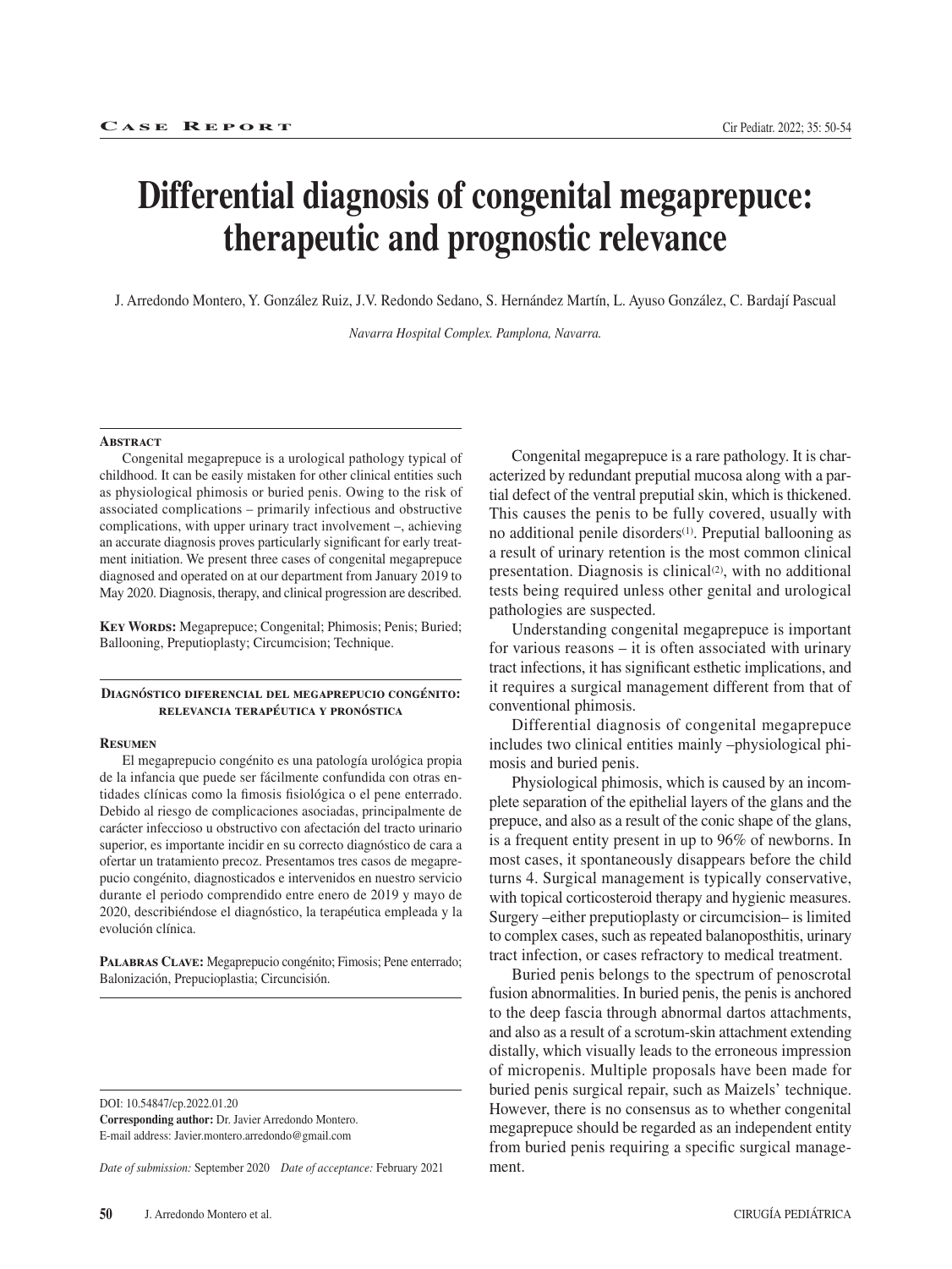**Case Report**

# Differential diagnosis of congenital megaprepuce: therapeutic and prognostic relevance

J. Arredondo Montero, Y. González Ruiz, J.V. Redondo Sedano, S. Hernández Martín, L. Ayuso González, C. Bardají Pascual

*Navarra Hospital Complex. Pamplona, Navarra.*

### Abstract

Congenital megaprepuce is a urological pathology typical of childhood. It can be easily mistaken for other clinical entities such as physiological phimosis or buried penis. Owing to the risk of associated complications – primarily infectious and obstructive complications, with upper urinary tract involvement –, achieving an accurate diagnosis proves particularly significant for early treatment initiation. We present three cases of congenital megaprepuce diagnosed and operated on at our department from January 2019 to May 2020. Diagnosis, therapy, and clinical progression are described.

**Key Words:** Megaprepuce; Congenital; Phimosis; Penis; Buried; Ballooning, Preputioplasty; Circumcision; Technique.

### Diagnóstico diferencial del megaprepucio congénito: relevancia terapéutica y pronóstica

### Resumen

El megaprepucio congénito es una patología urológica propia de la infancia que puede ser fácilmente confundida con otras entidades clínicas como la fimosis fisiológica o el pene enterrado. Debido al riesgo de complicaciones asociadas, principalmente de carácter infeccioso u obstructivo con afectación del tracto urinario superior, es importante incidir en su correcto diagnóstico de cara a ofertar un tratamiento precoz. Presentamos tres casos de megaprepucio congénito, diagnosticados e intervenidos en nuestro servicio durante el periodo comprendido entre enero de 2019 y mayo de 2020, describiéndose el diagnóstico, la terapéutica empleada y la evolución clínica.

**Palabras Clave:** Megaprepucio congénito; Fimosis; Pene enterrado; Balonización, Prepucioplastia; Circuncisión.

DOI: 10.54847/cp.2022.01.20
**Corresponding author:** Dr. Javier Arredondo Montero.
E-mail address: Javier.montero.arredondo@gmail.com

*Date of submission:* September 2020 *Date of acceptance:* February 2021

Congenital megaprepuce is a rare pathology. It is characterized by redundant preputial mucosa along with a partial defect of the ventral preputial skin, which is thickened. This causes the penis to be fully covered, usually with no additional penile disorders[1]. Preputial ballooning as a result of urinary retention is the most common clinical presentation. Diagnosis is clinical[2], with no additional tests being required unless other genital and urological pathologies are suspected.

Understanding congenital megaprepuce is important for various reasons – it is often associated with urinary tract infections, it has significant esthetic implications, and it requires a surgical management different from that of conventional phimosis.

Differential diagnosis of congenital megaprepuce includes two clinical entities mainly –physiological phimosis and buried penis.

Physiological phimosis, which is caused by an incomplete separation of the epithelial layers of the glans and the prepuce, and also as a result of the conic shape of the glans, is a frequent entity present in up to 96% of newborns. In most cases, it spontaneously disappears before the child turns 4. Surgical management is typically conservative, with topical corticosteroid therapy and hygienic measures. Surgery –either preputioplasty or circumcision– is limited to complex cases, such as repeated balanoposthitis, urinary tract infection, or cases refractory to medical treatment.

Buried penis belongs to the spectrum of penoscrotal fusion abnormalities. In buried penis, the penis is anchored to the deep fascia through abnormal dartos attachments, and also as a result of a scrotum-skin attachment extending distally, which visually leads to the erroneous impression of micropenis. Multiple proposals have been made for buried penis surgical repair, such as Maizels' technique. However, there is no consensus as to whether congenital megaprepuce should be regarded as an independent entity from buried penis requiring a specific surgical management.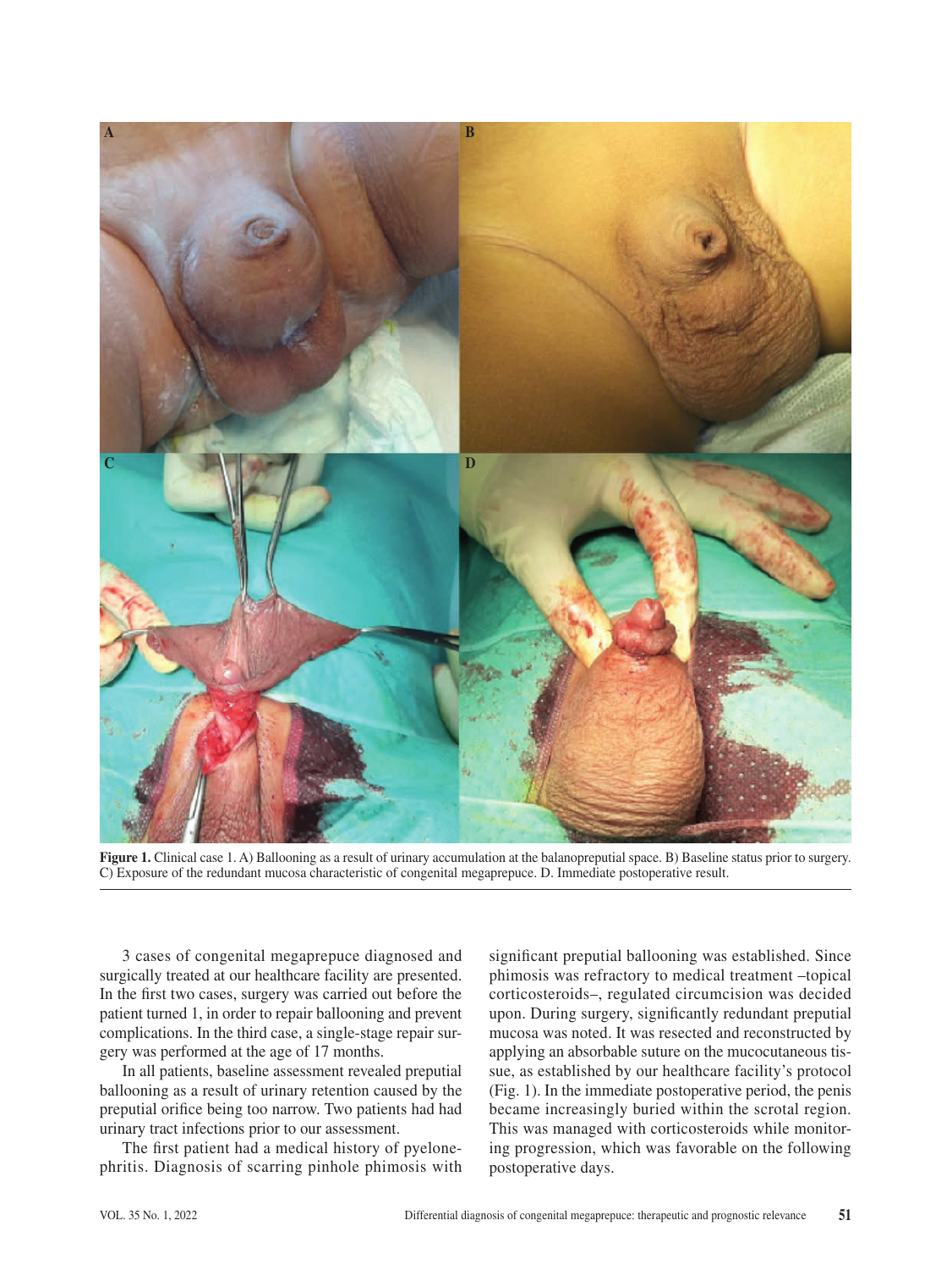**Figure 1.** Clinical case 1. A) Ballooning as a result of urinary accumulation at the balanopreputial space. B) Baseline status prior to surgery. C) Exposure of the redundant mucosa characteristic of congenital megaprepuce. D. Immediate postoperative result.

3 cases of congenital megaprepuce diagnosed and surgically treated at our healthcare facility are presented. In the first two cases, surgery was carried out before the patient turned 1, in order to repair ballooning and prevent complications. In the third case, a single-stage repair surgery was performed at the age of 17 months.

In all patients, baseline assessment revealed preputial ballooning as a result of urinary retention caused by the preputial orifice being too narrow. Two patients had had urinary tract infections prior to our assessment.

The first patient had a medical history of pyelonephritis. Diagnosis of scarring pinhole phimosis with significant preputial ballooning was established. Since phimosis was refractory to medical treatment –topical corticosteroids–, regulated circumcision was decided upon. During surgery, significantly redundant preputial mucosa was noted. It was resected and reconstructed by applying an absorbable suture on the mucocutaneous tissue, as established by our healthcare facility's protocol (Fig. 1). In the immediate postoperative period, the penis became increasingly buried within the scrotal region. This was managed with corticosteroids while monitoring progression, which was favorable on the following postoperative days.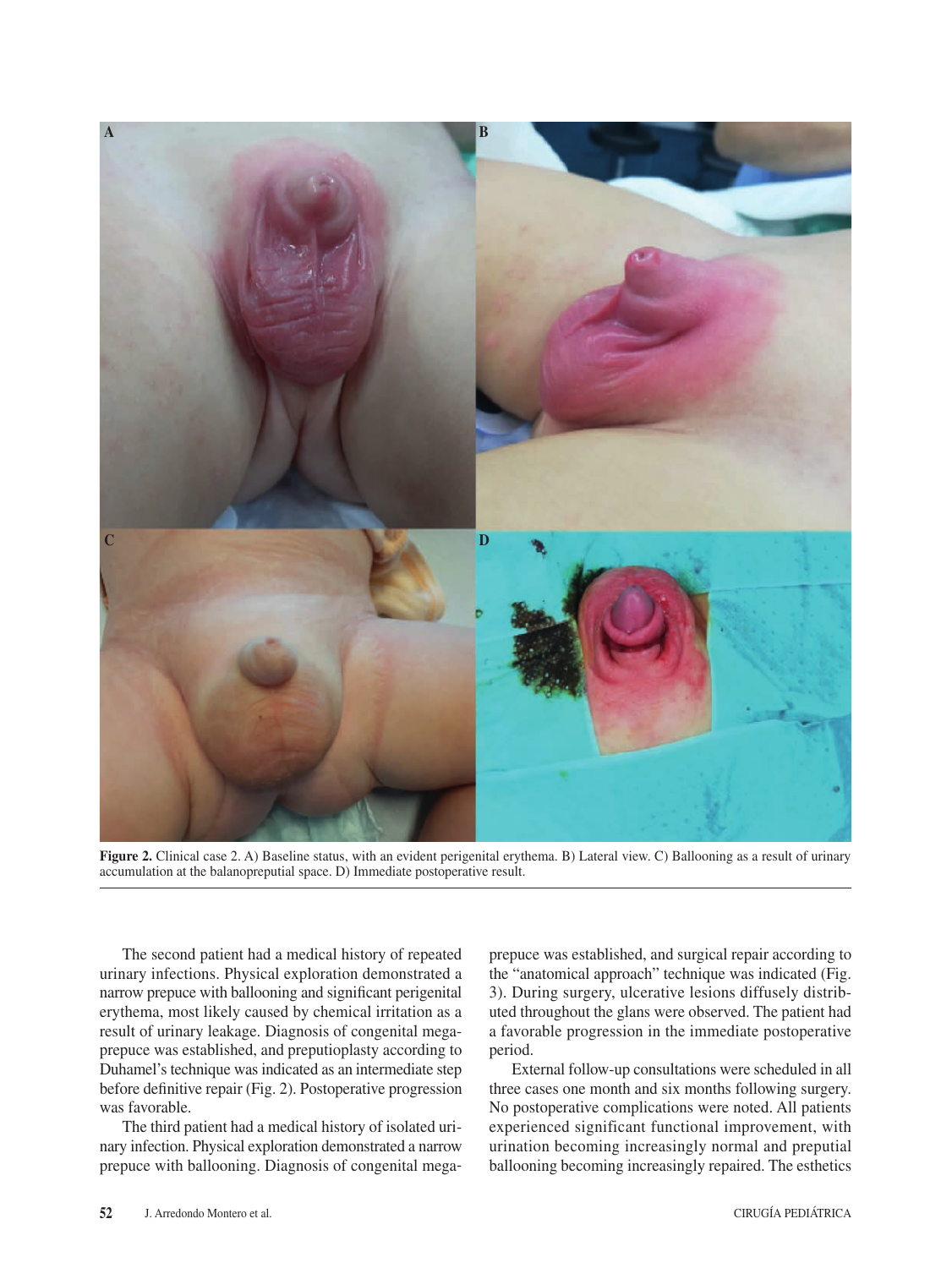**Figure 2.** Clinical case 2. A) Baseline status, with an evident perigenital erythema. B) Lateral view. C) Ballooning as a result of urinary accumulation at the balanopreputial space. D) Immediate postoperative result.

The second patient had a medical history of repeated urinary infections. Physical exploration demonstrated a narrow prepuce with ballooning and significant perigenital erythema, most likely caused by chemical irritation as a result of urinary leakage. Diagnosis of congenital megaprepuce was established, and preputioplasty according to Duhamel's technique was indicated as an intermediate step before definitive repair (Fig. 2). Postoperative progression was favorable.

The third patient had a medical history of isolated urinary infection. Physical exploration demonstrated a narrow prepuce with ballooning. Diagnosis of congenital megaprepuce was established, and surgical repair according to the "anatomical approach" technique was indicated (Fig. 3). During surgery, ulcerative lesions diffusely distributed throughout the glans were observed. The patient had a favorable progression in the immediate postoperative period.

External follow-up consultations were scheduled in all three cases one month and six months following surgery. No postoperative complications were noted. All patients experienced significant functional improvement, with urination becoming increasingly normal and preputial ballooning becoming increasingly repaired. The esthetics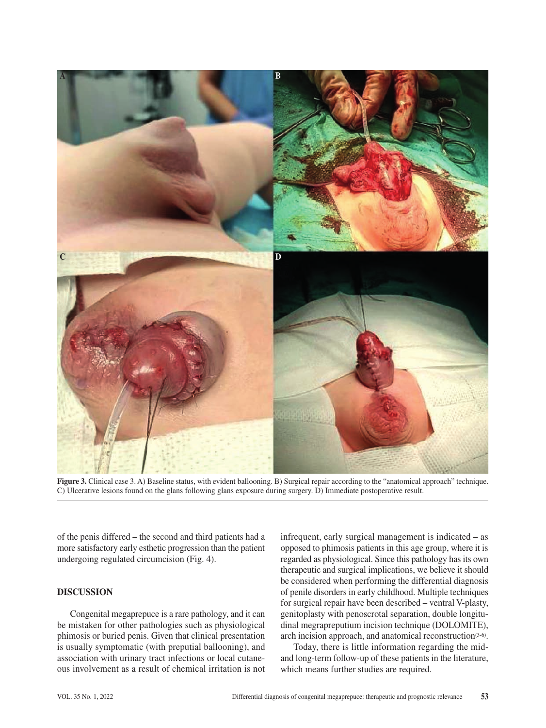**Figure 3.** Clinical case 3. A) Baseline status, with evident ballooning. B) Surgical repair according to the "anatomical approach" technique. C) Ulcerative lesions found on the glans following glans exposure during surgery. D) Immediate postoperative result.

of the penis differed – the second and third patients had a more satisfactory early esthetic progression than the patient undergoing regulated circumcision (Fig. 4).

## DISCUSSION

Congenital megaprepuce is a rare pathology, and it can be mistaken for other pathologies such as physiological phimosis or buried penis. Given that clinical presentation is usually symptomatic (with preputial ballooning), and association with urinary tract infections or local cutaneous involvement as a result of chemical irritation is not infrequent, early surgical management is indicated – as opposed to phimosis patients in this age group, where it is regarded as physiological. Since this pathology has its own therapeutic and surgical implications, we believe it should be considered when performing the differential diagnosis of penile disorders in early childhood. Multiple techniques for surgical repair have been described – ventral V-plasty, genitoplasty with penoscrotal separation, double longitudinal megrapreputium incision technique (DOLOMITE), arch incision approach, and anatomical reconstruction[3-6].

Today, there is little information regarding the mid- and long-term follow-up of these patients in the literature, which means further studies are required.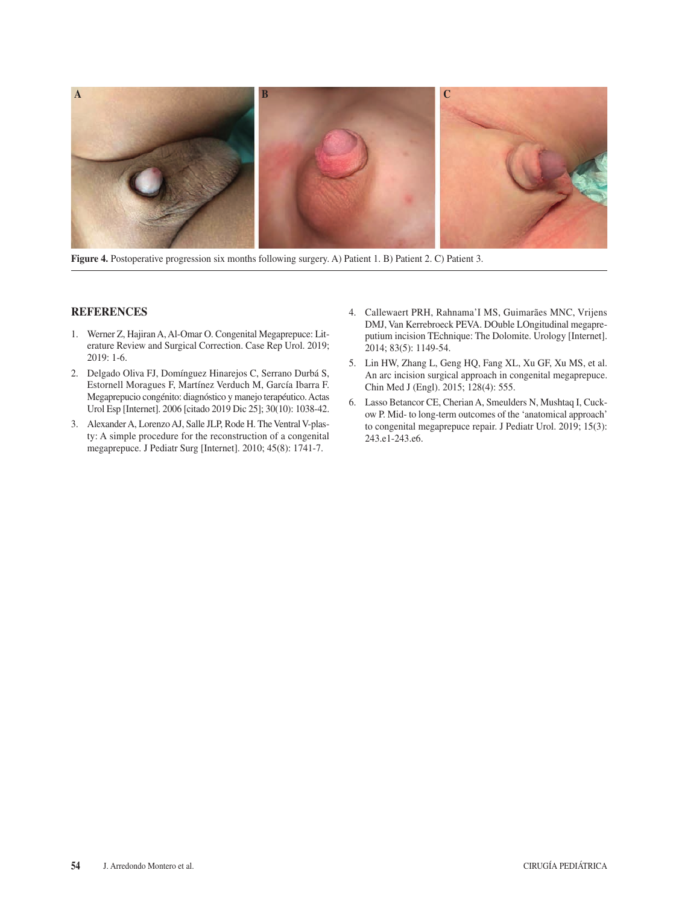Figure 4. Postoperative progression six months following surgery. A) Patient 1. B) Patient 2. C) Patient 3.

## REFERENCES

1. Werner Z, Hajiran A, Al-Omar O. Congenital Megaprepuce: Literature Review and Surgical Correction. Case Rep Urol. 2019; 2019: 1-6.
2. Delgado Oliva FJ, Domínguez Hinarejos C, Serrano Durbá S, Estornell Moragues F, Martínez Verduch M, García Ibarra F. Megaprepucio congénito: diagnóstico y manejo terapéutico. Actas Urol Esp [Internet]. 2006 [citado 2019 Dic 25]; 30(10): 1038-42.
3. Alexander A, Lorenzo AJ, Salle JLP, Rode H. The Ventral V-plasty: A simple procedure for the reconstruction of a congenital megaprepuce. J Pediatr Surg [Internet]. 2010; 45(8): 1741-7.
4. Callewaert PRH, Rahnama'I MS, Guimarães MNC, Vrijens DMJ, Van Kerrebroeck PEVA. DOuble LOngitudinal megaprepuтium incision TEchnique: The Dolomite. Urology [Internet]. 2014; 83(5): 1149-54.
5. Lin HW, Zhang L, Geng HQ, Fang XL, Xu GF, Xu MS, et al. An arc incision surgical approach in congenital megaprepuce. Chin Med J (Engl). 2015; 128(4): 555.
6. Lasso Betancor CE, Cherian A, Smeulders N, Mushtaq I, Cuckow P. Mid- to long-term outcomes of the 'anatomical approach' to congenital megaprepuce repair. J Pediatr Urol. 2019; 15(3): 243.e1-243.e6.